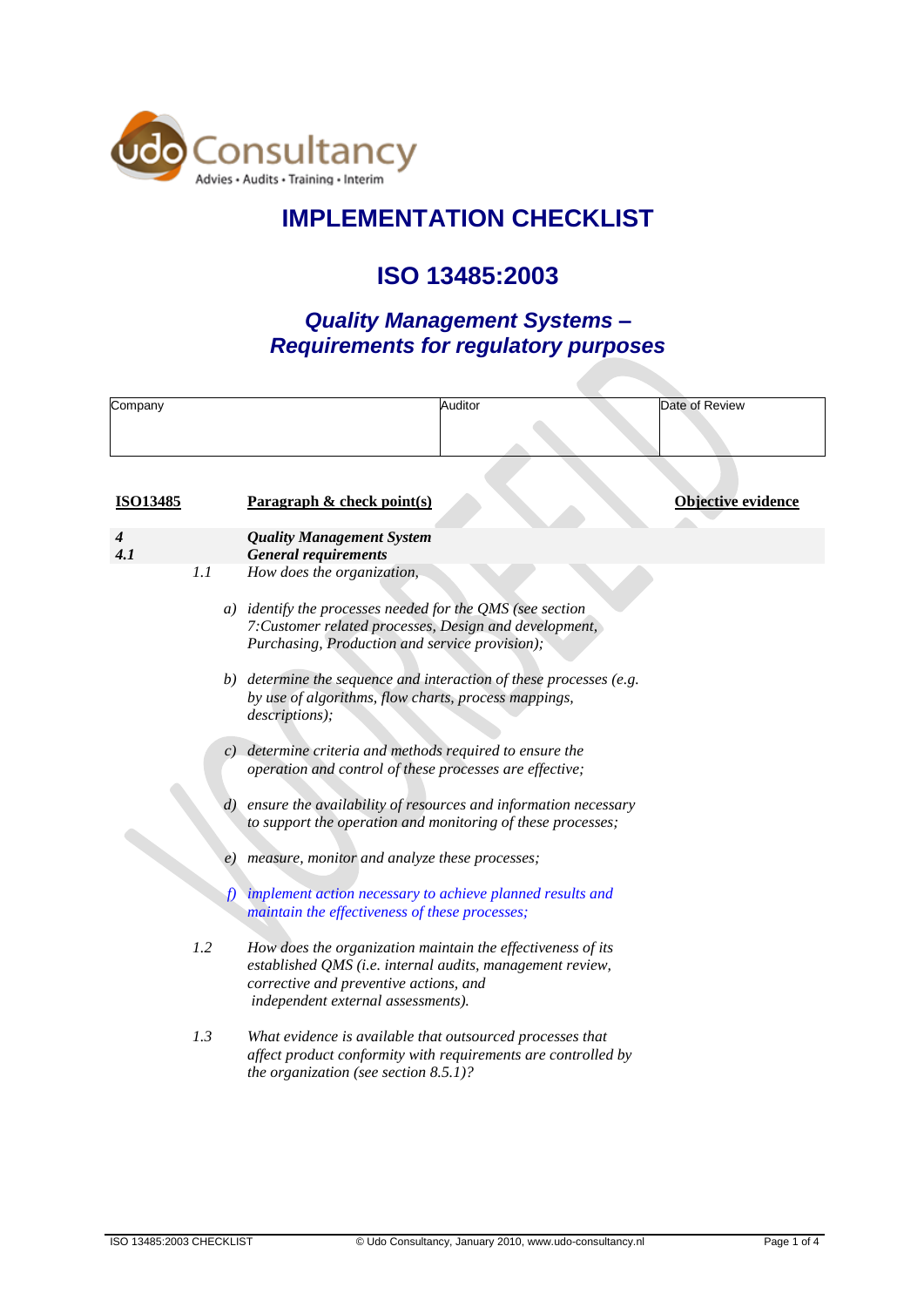udo Consultancy
Advies • Audits • Training • Interim

# IMPLEMENTATION CHECKLIST

# ISO 13485:2003

## *Quality Management Systems – Requirements for regulatory purposes*

| Company | Auditor | Date of Review |
|---|---|---|
| | | |

| ISO13485 | | | Paragraph & check point(s) | Objective evidence |
|---|---|---|---|---|
| ***4*** | | | ***Quality Management System*** | |
| ***4.1*** | | | ***General requirements*** | |
| | *1.1* | | *How does the organization,* | |
| | | *a)* | *identify the processes needed for the QMS (see section 7:Customer related processes, Design and development, Purchasing, Production and service provision);* | |
| | | *b)* | *determine the sequence and interaction of these processes (e.g. by use of algorithms, flow charts, process mappings, descriptions);* | |
| | | *c)* | *determine criteria and methods required to ensure the operation and control of these processes are effective;* | |
| | | *d)* | *ensure the availability of resources and information necessary to support the operation and monitoring of these processes;* | |
| | | *e)* | *measure, monitor and analyze these processes;* | |
| | | *f)* | *implement action necessary to achieve planned results and maintain the effectiveness of these processes;* | |
| | *1.2* | | *How does the organization maintain the effectiveness of its established QMS (i.e. internal audits, management review, corrective and preventive actions, and independent external assessments).* | |
| | *1.3* | | *What evidence is available that outsourced processes that affect product conformity with requirements are controlled by the organization (see section 8.5.1)?* | |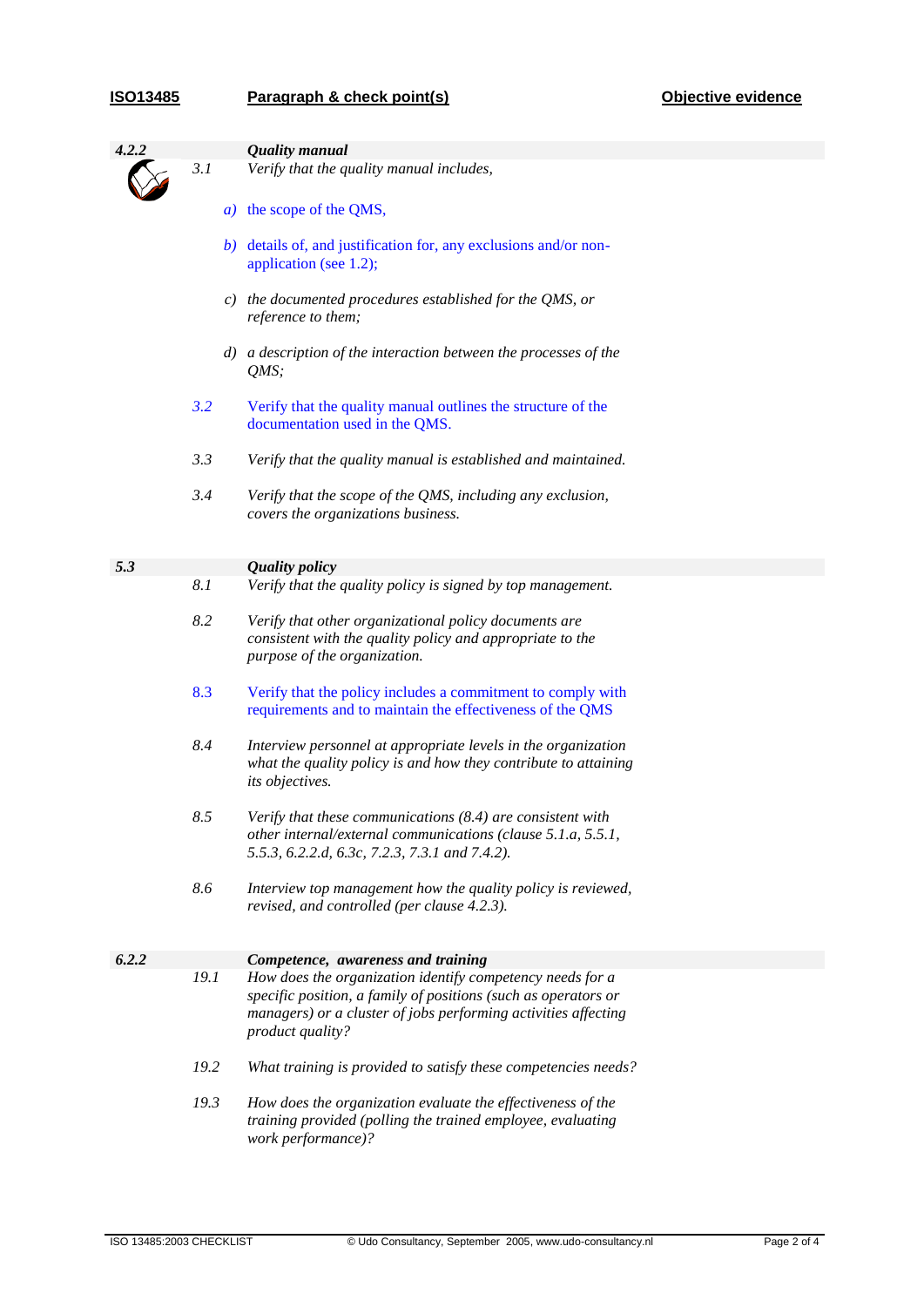| ISO13485 | | Paragraph & check point(s) | Objective evidence |
|---|---|---|---|
| ***4.2.2*** | | ***Quality manual*** | |
| | *3.1* | *Verify that the quality manual includes,* | |
| | *a)* | the scope of the QMS, | |
| | *b)* | details of, and justification for, any exclusions and/or non-application (see 1.2); | |
| | *c)* | *the documented procedures established for the QMS, or reference to them;* | |
| | *d)* | *a description of the interaction between the processes of the QMS;* | |
| | *3.2* | Verify that the quality manual outlines the structure of the documentation used in the QMS. | |
| | *3.3* | *Verify that the quality manual is established and maintained.* | |
| | *3.4* | *Verify that the scope of the QMS, including any exclusion, covers the organizations business.* | |
| ***5.3*** | | ***Quality policy*** | |
| | *8.1* | *Verify that the quality policy is signed by top management.* | |
| | *8.2* | *Verify that other organizational policy documents are consistent with the quality policy and appropriate to the purpose of the organization.* | |
| | 8.3 | Verify that the policy includes a commitment to comply with requirements and to maintain the effectiveness of the QMS | |
| | *8.4* | *Interview personnel at appropriate levels in the organization what the quality policy is and how they contribute to attaining its objectives.* | |
| | *8.5* | *Verify that these communications (8.4) are consistent with other internal/external communications (clause 5.1.a, 5.5.1, 5.5.3, 6.2.2.d, 6.3c, 7.2.3, 7.3.1 and 7.4.2).* | |
| | *8.6* | *Interview top management how the quality policy is reviewed, revised, and controlled (per clause 4.2.3).* | |
| ***6.2.2*** | | ***Competence, awareness and training*** | |
| | *19.1* | *How does the organization identify competency needs for a specific position, a family of positions (such as operators or managers) or a cluster of jobs performing activities affecting product quality?* | |
| | *19.2* | *What training is provided to satisfy these competencies needs?* | |
| | *19.3* | *How does the organization evaluate the effectiveness of the training provided (polling the trained employee, evaluating work performance)?* | |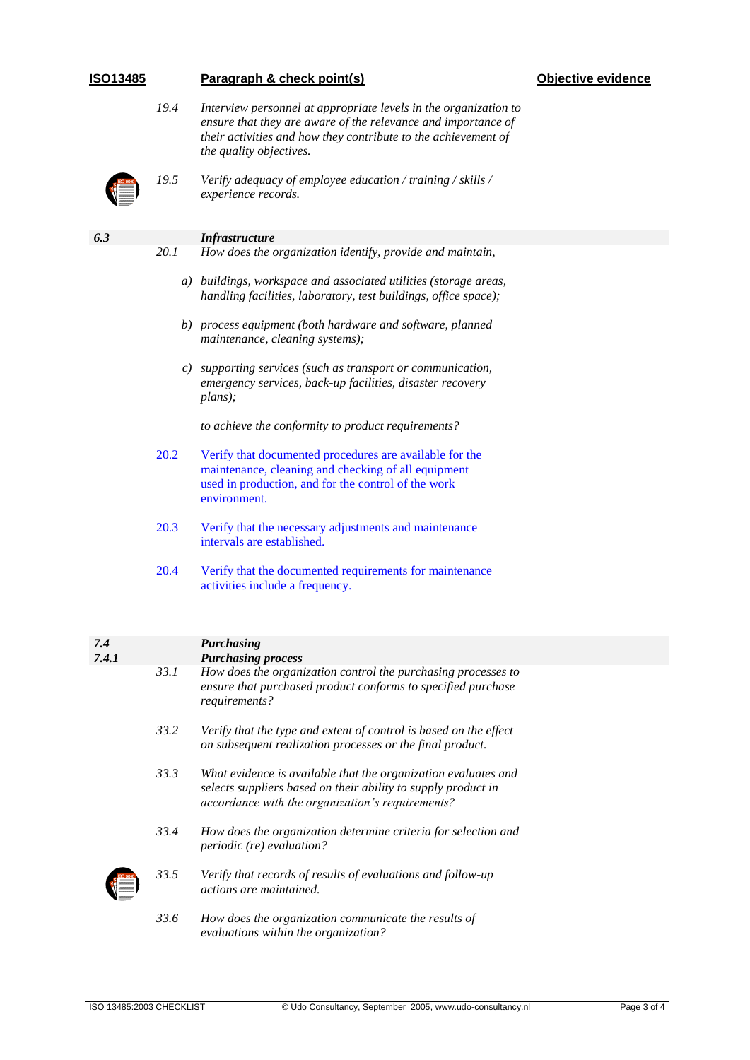| ISO13485 | | Paragraph & check point(s) | Objective evidence |
|---|---|---|---|
| | *19.4* | *Interview personnel at appropriate levels in the organization to ensure that they are aware of the relevance and importance of their activities and how they contribute to the achievement of the quality objectives.* | |
| | *19.5* | *Verify adequacy of employee education / training / skills / experience records.* | |
| ***6.3*** | | ***Infrastructure*** | |
| | *20.1* | *How does the organization identify, provide and maintain,* | |
| | *a)* | *buildings, workspace and associated utilities (storage areas, handling facilities, laboratory, test buildings, office space);* | |
| | *b)* | *process equipment (both hardware and software, planned maintenance, cleaning systems);* | |
| | *c)* | *supporting services (such as transport or communication, emergency services, back-up facilities, disaster recovery plans);* | |
| | | *to achieve the conformity to product requirements?* | |
| | 20.2 | Verify that documented procedures are available for the maintenance, cleaning and checking of all equipment used in production, and for the control of the work environment. | |
| | 20.3 | Verify that the necessary adjustments and maintenance intervals are established. | |
| | 20.4 | Verify that the documented requirements for maintenance activities include a frequency. | |
| ***7.4*** | | ***Purchasing*** | |
| ***7.4.1*** | | ***Purchasing process*** | |
| | *33.1* | *How does the organization control the purchasing processes to ensure that purchased product conforms to specified purchase requirements?* | |
| | *33.2* | *Verify that the type and extent of control is based on the effect on subsequent realization processes or the final product.* | |
| | *33.3* | *What evidence is available that the organization evaluates and selects suppliers based on their ability to supply product in accordance with the organization's requirements?* | |
| | *33.4* | *How does the organization determine criteria for selection and periodic (re) evaluation?* | |
| | *33.5* | *Verify that records of results of evaluations and follow-up actions are maintained.* | |
| | *33.6* | *How does the organization communicate the results of evaluations within the organization?* | |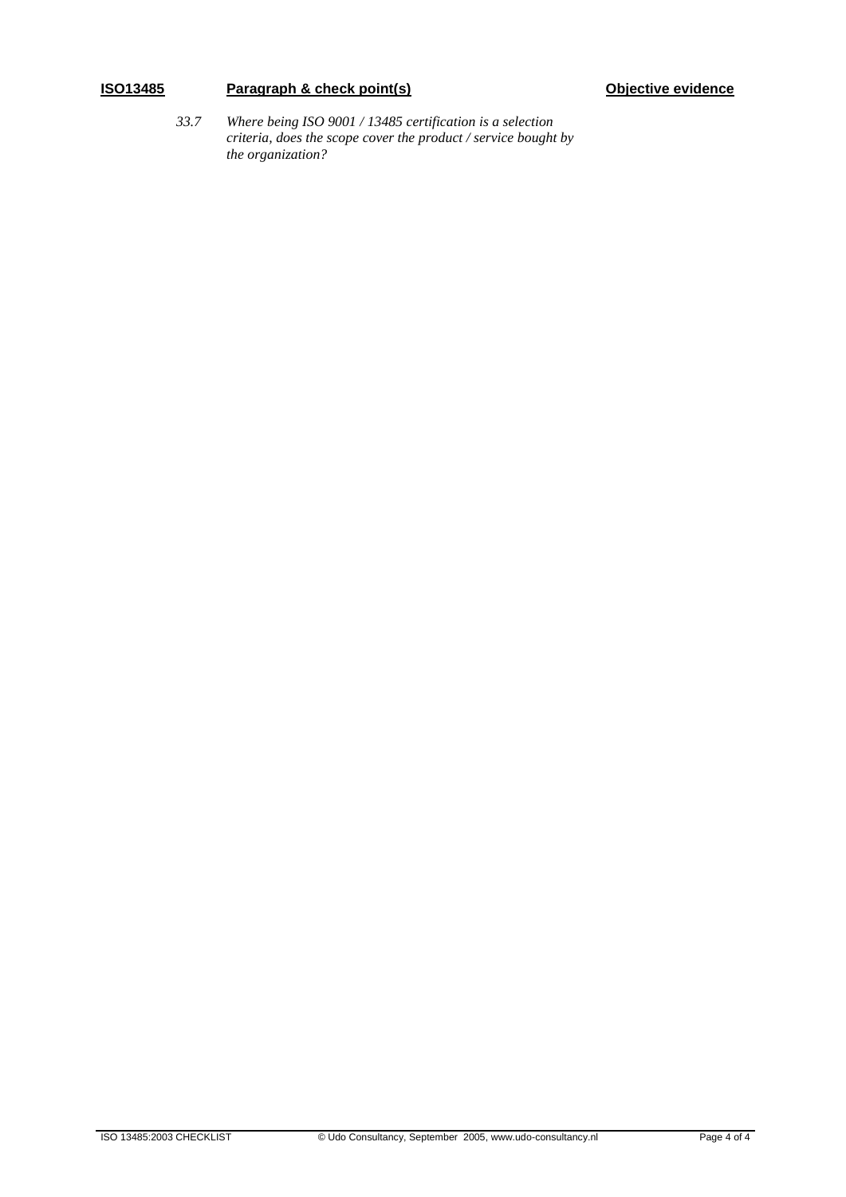| ISO13485 | Paragraph & check point(s) | Objective evidence |
|---|---|---|
| *33.7* | *Where being ISO 9001 / 13485 certification is a selection criteria, does the scope cover the product / service bought by the organization?* | |